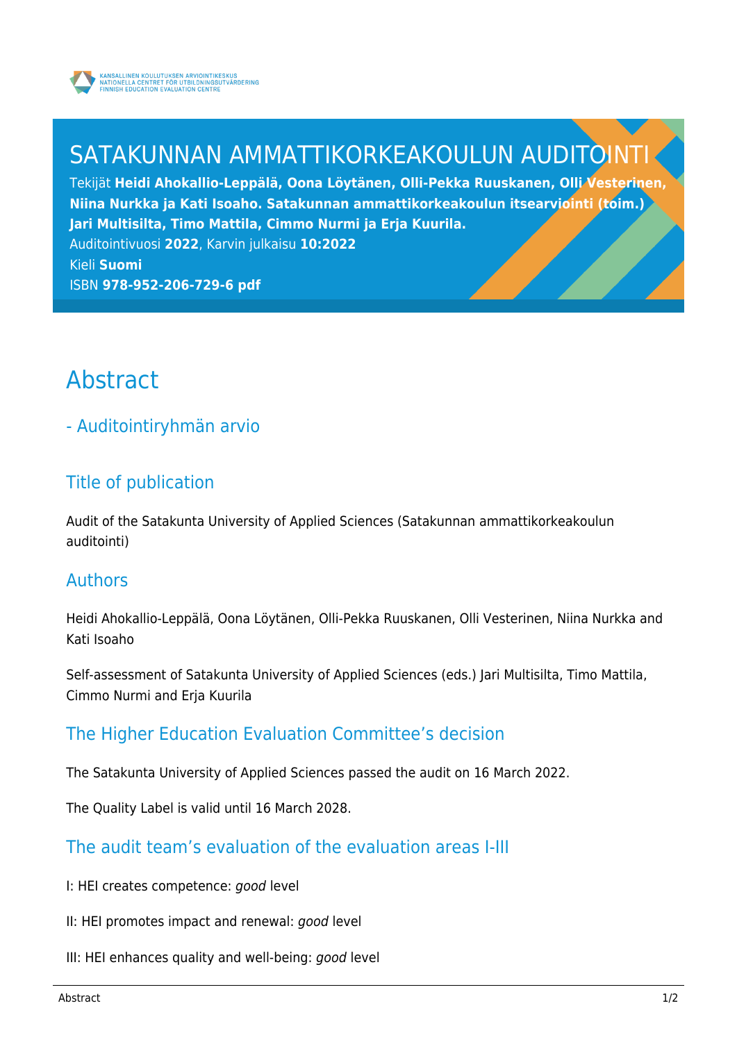KANSALLINEN KOULUTUKSEN ARVIOINTIKESKUS
NATIONELLA CENTRET FÖR UTBILDNINGSUTVÄRDERING
FINNISH EDUCATION EVALUATION CENTRE

# SATAKUNNAN AMMATTIKORKEAKOULUN AUDITOINTI

Tekijät **Heidi Ahokallio-Leppälä, Oona Löytänen, Olli-Pekka Ruuskanen, Olli Vesterinen, Niina Nurkka ja Kati Isoaho. Satakunnan ammattikorkeakoulun itsearviointi (toim.) Jari Multisilta, Timo Mattila, Cimmo Nurmi ja Erja Kuurila.**
Auditointivuosi **2022**, Karvin julkaisu **10:2022**
Kieli **Suomi**
ISBN **978-952-206-729-6 pdf**

# Abstract

## - Auditointiryhmän arvio

## Title of publication

Audit of the Satakunta University of Applied Sciences (Satakunnan ammattikorkeakoulun auditointi)

## Authors

Heidi Ahokallio-Leppälä, Oona Löytänen, Olli-Pekka Ruuskanen, Olli Vesterinen, Niina Nurkka and Kati Isoaho

Self-assessment of Satakunta University of Applied Sciences (eds.) Jari Multisilta, Timo Mattila, Cimmo Nurmi and Erja Kuurila

## The Higher Education Evaluation Committee's decision

The Satakunta University of Applied Sciences passed the audit on 16 March 2022.

The Quality Label is valid until 16 March 2028.

## The audit team's evaluation of the evaluation areas I-III

I: HEI creates competence: *good* level

II: HEI promotes impact and renewal: *good* level

III: HEI enhances quality and well-being: *good* level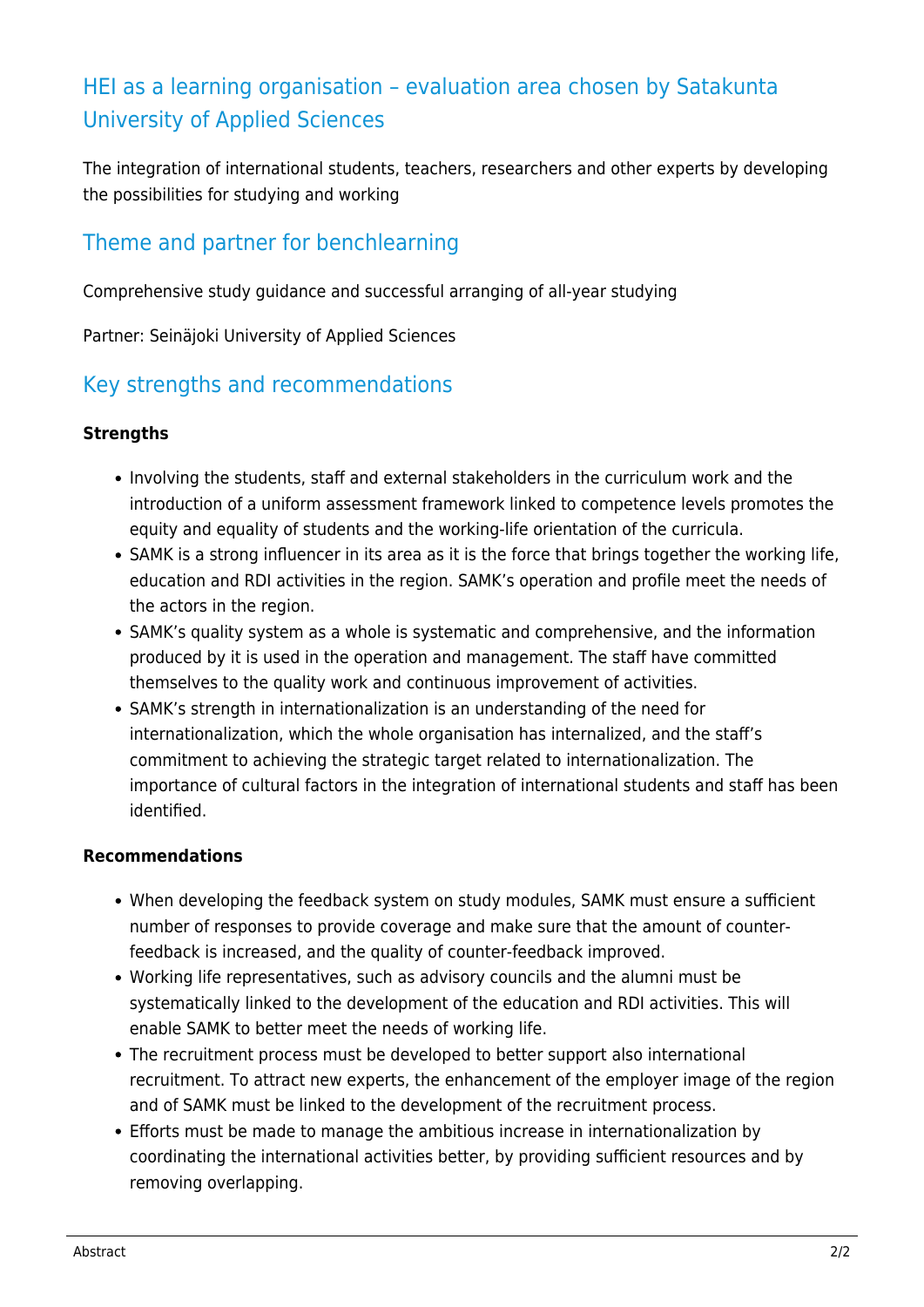## HEI as a learning organisation – evaluation area chosen by Satakunta University of Applied Sciences

The integration of international students, teachers, researchers and other experts by developing the possibilities for studying and working

## Theme and partner for benchlearning

Comprehensive study guidance and successful arranging of all-year studying

Partner: Seinäjoki University of Applied Sciences

## Key strengths and recommendations

**Strengths**

- Involving the students, staff and external stakeholders in the curriculum work and the introduction of a uniform assessment framework linked to competence levels promotes the equity and equality of students and the working-life orientation of the curricula.
- SAMK is a strong influencer in its area as it is the force that brings together the working life, education and RDI activities in the region. SAMK's operation and profile meet the needs of the actors in the region.
- SAMK's quality system as a whole is systematic and comprehensive, and the information produced by it is used in the operation and management. The staff have committed themselves to the quality work and continuous improvement of activities.
- SAMK's strength in internationalization is an understanding of the need for internationalization, which the whole organisation has internalized, and the staff's commitment to achieving the strategic target related to internationalization. The importance of cultural factors in the integration of international students and staff has been identified.

**Recommendations**

- When developing the feedback system on study modules, SAMK must ensure a sufficient number of responses to provide coverage and make sure that the amount of counter-feedback is increased, and the quality of counter-feedback improved.
- Working life representatives, such as advisory councils and the alumni must be systematically linked to the development of the education and RDI activities. This will enable SAMK to better meet the needs of working life.
- The recruitment process must be developed to better support also international recruitment. To attract new experts, the enhancement of the employer image of the region and of SAMK must be linked to the development of the recruitment process.
- Efforts must be made to manage the ambitious increase in internationalization by coordinating the international activities better, by providing sufficient resources and by removing overlapping.